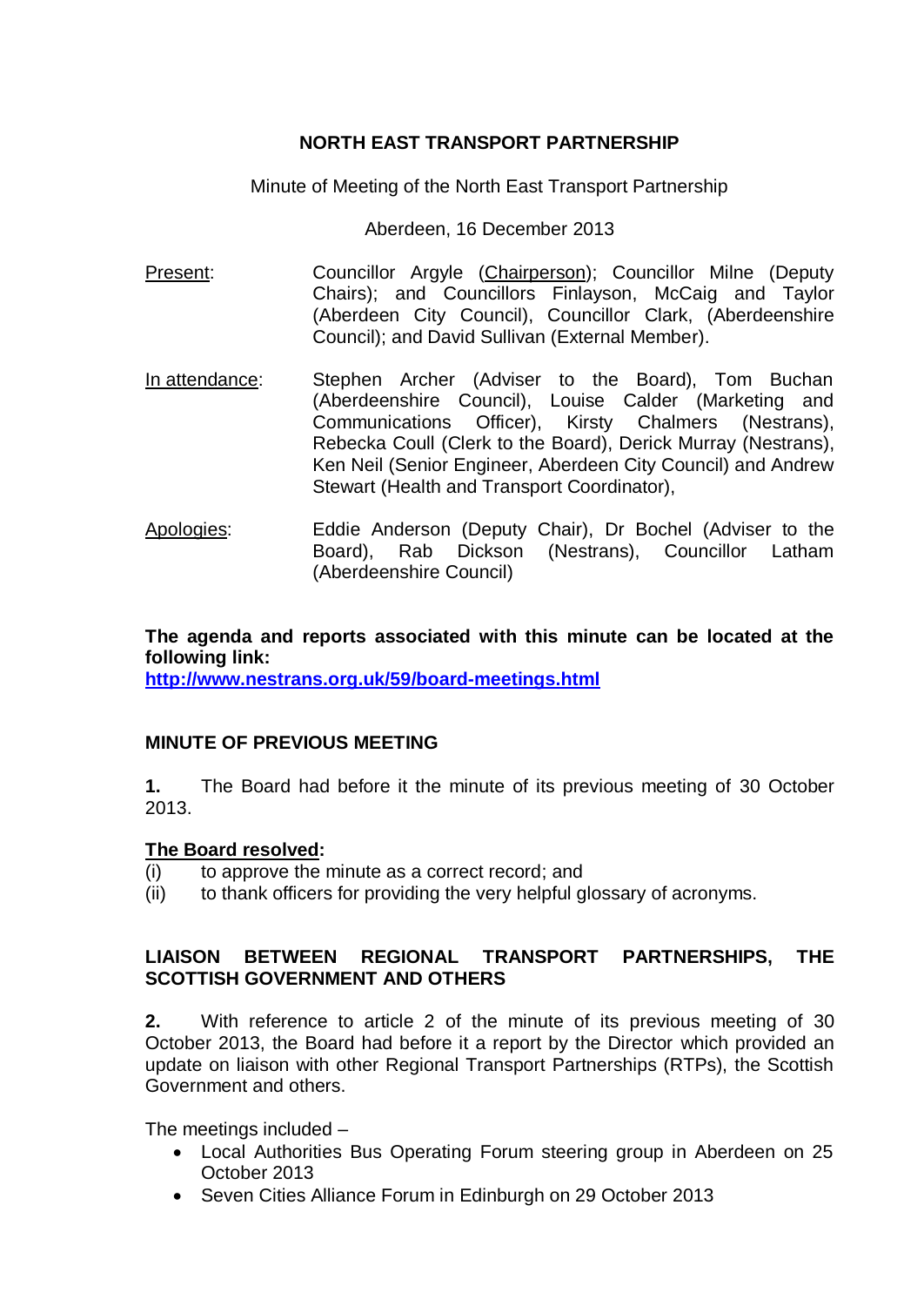**NORTH EAST TRANSPORT PARTNERSHIP**

Minute of Meeting of the North East Transport Partnership

Aberdeen, 16 December 2013

Present: Councillor Argyle (Chairperson); Councillor Milne (Deputy Chairs); and Councillors Finlayson, McCaig and Taylor (Aberdeen City Council), Councillor Clark, (Aberdeenshire Council); and David Sullivan (External Member).

In attendance: Stephen Archer (Adviser to the Board), Tom Buchan (Aberdeenshire Council), Louise Calder (Marketing and Communications Officer), Kirsty Chalmers (Nestrans), Rebecka Coull (Clerk to the Board), Derick Murray (Nestrans), Ken Neil (Senior Engineer, Aberdeen City Council) and Andrew Stewart (Health and Transport Coordinator),

Apologies: Eddie Anderson (Deputy Chair), Dr Bochel (Adviser to the Board), Rab Dickson (Nestrans), Councillor Latham (Aberdeenshire Council)

**The agenda and reports associated with this minute can be located at the following link:**
**http://www.nestrans.org.uk/59/board-meetings.html**

**MINUTE OF PREVIOUS MEETING**

**1.** The Board had before it the minute of its previous meeting of 30 October 2013.

**The Board resolved:**
(i) to approve the minute as a correct record; and
(ii) to thank officers for providing the very helpful glossary of acronyms.

**LIAISON BETWEEN REGIONAL TRANSPORT PARTNERSHIPS, THE SCOTTISH GOVERNMENT AND OTHERS**

**2.** With reference to article 2 of the minute of its previous meeting of 30 October 2013, the Board had before it a report by the Director which provided an update on liaison with other Regional Transport Partnerships (RTPs), the Scottish Government and others.

The meetings included –

- Local Authorities Bus Operating Forum steering group in Aberdeen on 25 October 2013
- Seven Cities Alliance Forum in Edinburgh on 29 October 2013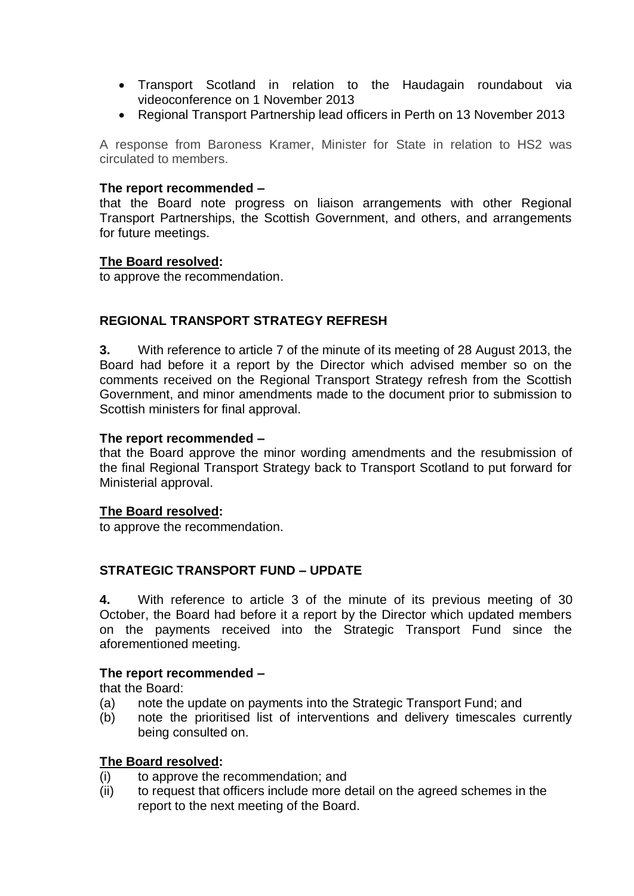- Transport Scotland in relation to the Haudagain roundabout via videoconference on 1 November 2013
- Regional Transport Partnership lead officers in Perth on 13 November 2013

A response from Baroness Kramer, Minister for State in relation to HS2 was circulated to members.

**The report recommended –**
that the Board note progress on liaison arrangements with other Regional Transport Partnerships, the Scottish Government, and others, and arrangements for future meetings.

**The Board resolved:**
to approve the recommendation.

## REGIONAL TRANSPORT STRATEGY REFRESH

**3.** With reference to article 7 of the minute of its meeting of 28 August 2013, the Board had before it a report by the Director which advised member so on the comments received on the Regional Transport Strategy refresh from the Scottish Government, and minor amendments made to the document prior to submission to Scottish ministers for final approval.

**The report recommended –**
that the Board approve the minor wording amendments and the resubmission of the final Regional Transport Strategy back to Transport Scotland to put forward for Ministerial approval.

**The Board resolved:**
to approve the recommendation.

## STRATEGIC TRANSPORT FUND – UPDATE

**4.** With reference to article 3 of the minute of its previous meeting of 30 October, the Board had before it a report by the Director which updated members on the payments received into the Strategic Transport Fund since the aforementioned meeting.

**The report recommended –**
that the Board:
(a) note the update on payments into the Strategic Transport Fund; and
(b) note the prioritised list of interventions and delivery timescales currently being consulted on.

**The Board resolved:**
(i) to approve the recommendation; and
(ii) to request that officers include more detail on the agreed schemes in the report to the next meeting of the Board.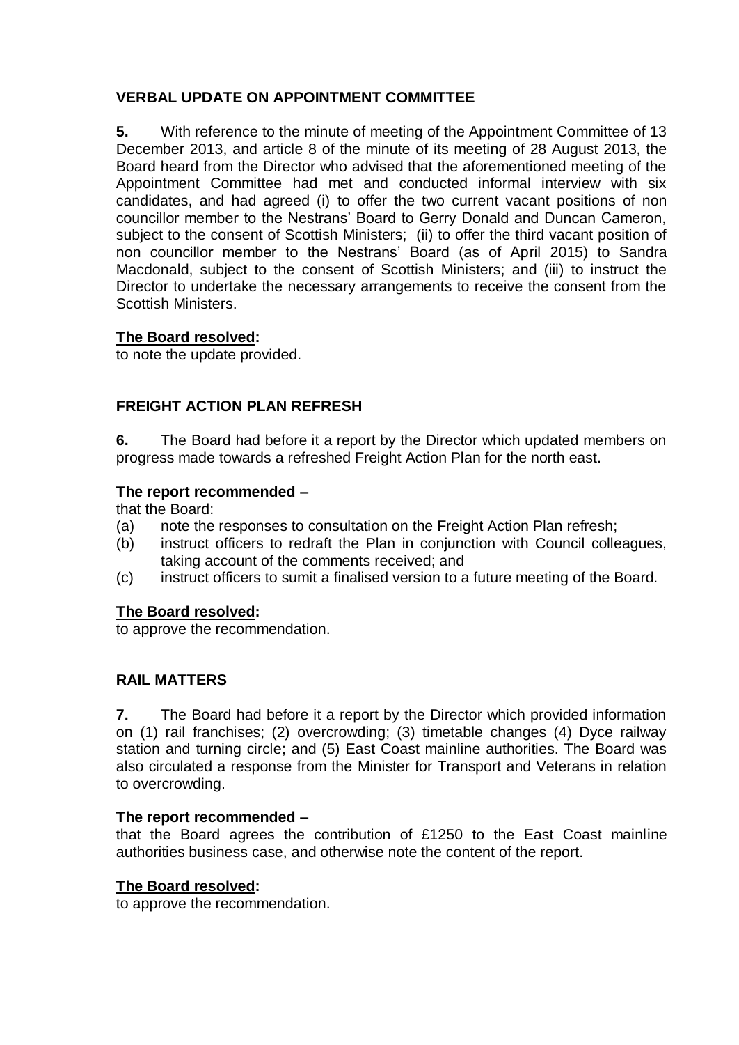## VERBAL UPDATE ON APPOINTMENT COMMITTEE

**5.** With reference to the minute of meeting of the Appointment Committee of 13 December 2013, and article 8 of the minute of its meeting of 28 August 2013, the Board heard from the Director who advised that the aforementioned meeting of the Appointment Committee had met and conducted informal interview with six candidates, and had agreed (i) to offer the two current vacant positions of non councillor member to the Nestrans' Board to Gerry Donald and Duncan Cameron, subject to the consent of Scottish Ministers; (ii) to offer the third vacant position of non councillor member to the Nestrans' Board (as of April 2015) to Sandra Macdonald, subject to the consent of Scottish Ministers; and (iii) to instruct the Director to undertake the necessary arrangements to receive the consent from the Scottish Ministers.

**The Board resolved:**
to note the update provided.

## FREIGHT ACTION PLAN REFRESH

**6.** The Board had before it a report by the Director which updated members on progress made towards a refreshed Freight Action Plan for the north east.

**The report recommended –**
that the Board:

(a) note the responses to consultation on the Freight Action Plan refresh;
(b) instruct officers to redraft the Plan in conjunction with Council colleagues, taking account of the comments received; and
(c) instruct officers to sumit a finalised version to a future meeting of the Board.

**The Board resolved:**
to approve the recommendation.

## RAIL MATTERS

**7.** The Board had before it a report by the Director which provided information on (1) rail franchises; (2) overcrowding; (3) timetable changes (4) Dyce railway station and turning circle; and (5) East Coast mainline authorities. The Board was also circulated a response from the Minister for Transport and Veterans in relation to overcrowding.

**The report recommended –**
that the Board agrees the contribution of £1250 to the East Coast mainline authorities business case, and otherwise note the content of the report.

**The Board resolved:**
to approve the recommendation.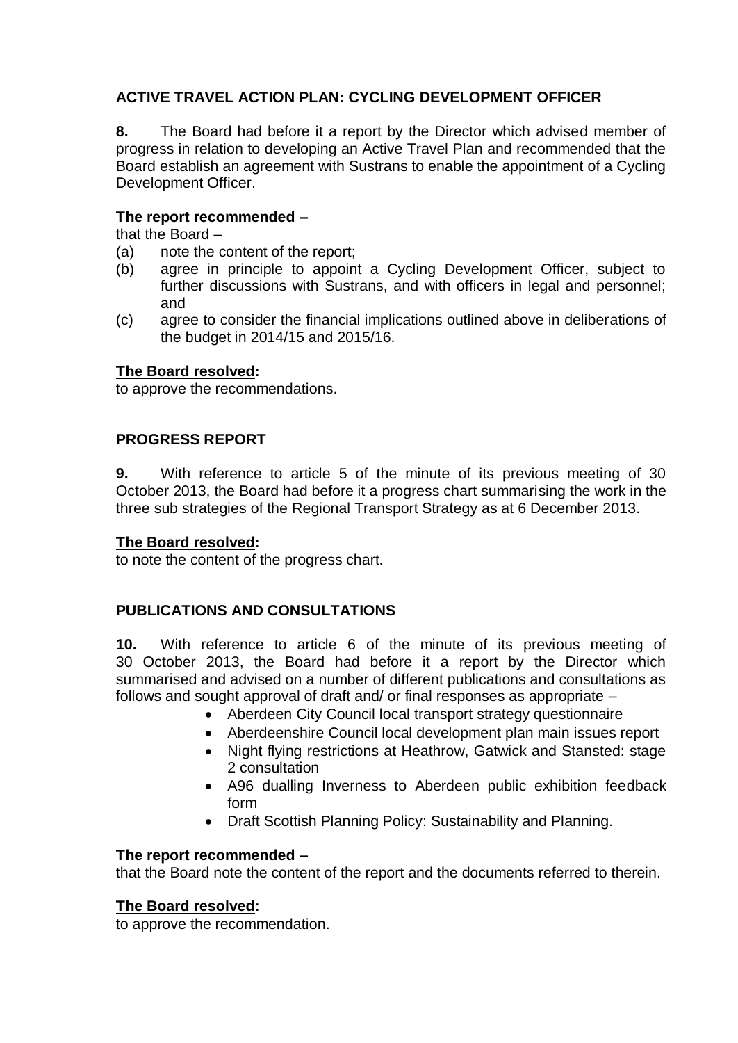## ACTIVE TRAVEL ACTION PLAN: CYCLING DEVELOPMENT OFFICER

**8.** The Board had before it a report by the Director which advised member of progress in relation to developing an Active Travel Plan and recommended that the Board establish an agreement with Sustrans to enable the appointment of a Cycling Development Officer.

**The report recommended –**
that the Board –

(a) note the content of the report;
(b) agree in principle to appoint a Cycling Development Officer, subject to further discussions with Sustrans, and with officers in legal and personnel; and
(c) agree to consider the financial implications outlined above in deliberations of the budget in 2014/15 and 2015/16.

**The Board resolved:**
to approve the recommendations.

## PROGRESS REPORT

**9.** With reference to article 5 of the minute of its previous meeting of 30 October 2013, the Board had before it a progress chart summarising the work in the three sub strategies of the Regional Transport Strategy as at 6 December 2013.

**The Board resolved:**
to note the content of the progress chart.

## PUBLICATIONS AND CONSULTATIONS

**10.** With reference to article 6 of the minute of its previous meeting of 30 October 2013, the Board had before it a report by the Director which summarised and advised on a number of different publications and consultations as follows and sought approval of draft and/ or final responses as appropriate –

- Aberdeen City Council local transport strategy questionnaire
- Aberdeenshire Council local development plan main issues report
- Night flying restrictions at Heathrow, Gatwick and Stansted: stage 2 consultation
- A96 dualling Inverness to Aberdeen public exhibition feedback form
- Draft Scottish Planning Policy: Sustainability and Planning.

**The report recommended –**
that the Board note the content of the report and the documents referred to therein.

**The Board resolved:**
to approve the recommendation.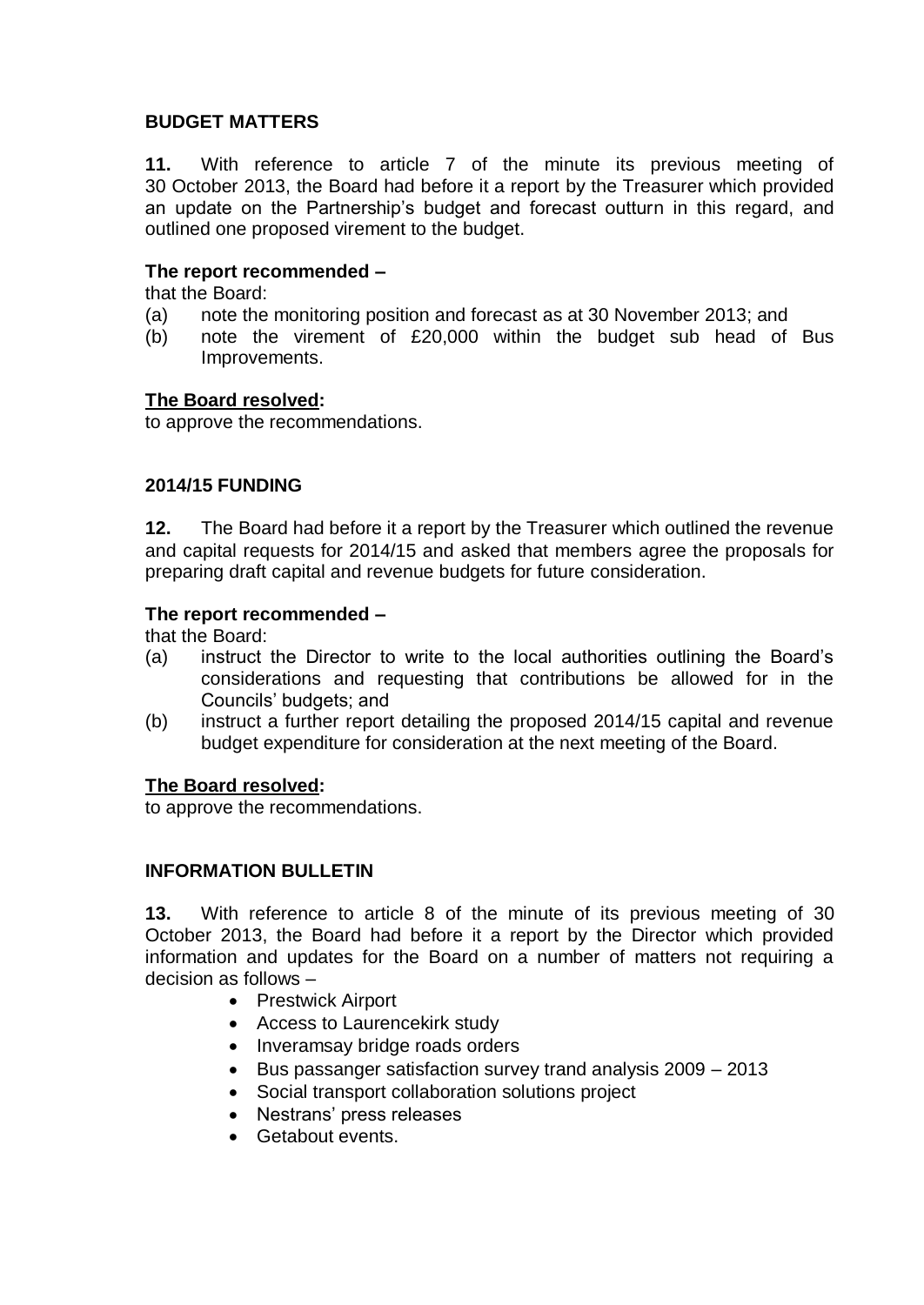## BUDGET MATTERS

**11.** With reference to article 7 of the minute its previous meeting of 30 October 2013, the Board had before it a report by the Treasurer which provided an update on the Partnership's budget and forecast outturn in this regard, and outlined one proposed virement to the budget.

**The report recommended –**

that the Board:

(a) note the monitoring position and forecast as at 30 November 2013; and

(b) note the virement of £20,000 within the budget sub head of Bus Improvements.

**The Board resolved:**

to approve the recommendations.

## 2014/15 FUNDING

**12.** The Board had before it a report by the Treasurer which outlined the revenue and capital requests for 2014/15 and asked that members agree the proposals for preparing draft capital and revenue budgets for future consideration.

**The report recommended –**

that the Board:

(a) instruct the Director to write to the local authorities outlining the Board's considerations and requesting that contributions be allowed for in the Councils' budgets; and

(b) instruct a further report detailing the proposed 2014/15 capital and revenue budget expenditure for consideration at the next meeting of the Board.

**The Board resolved:**

to approve the recommendations.

## INFORMATION BULLETIN

**13.** With reference to article 8 of the minute of its previous meeting of 30 October 2013, the Board had before it a report by the Director which provided information and updates for the Board on a number of matters not requiring a decision as follows –

- Prestwick Airport
- Access to Laurencekirk study
- Inveramsay bridge roads orders
- Bus passanger satisfaction survey trand analysis 2009 – 2013
- Social transport collaboration solutions project
- Nestrans' press releases
- Getabout events.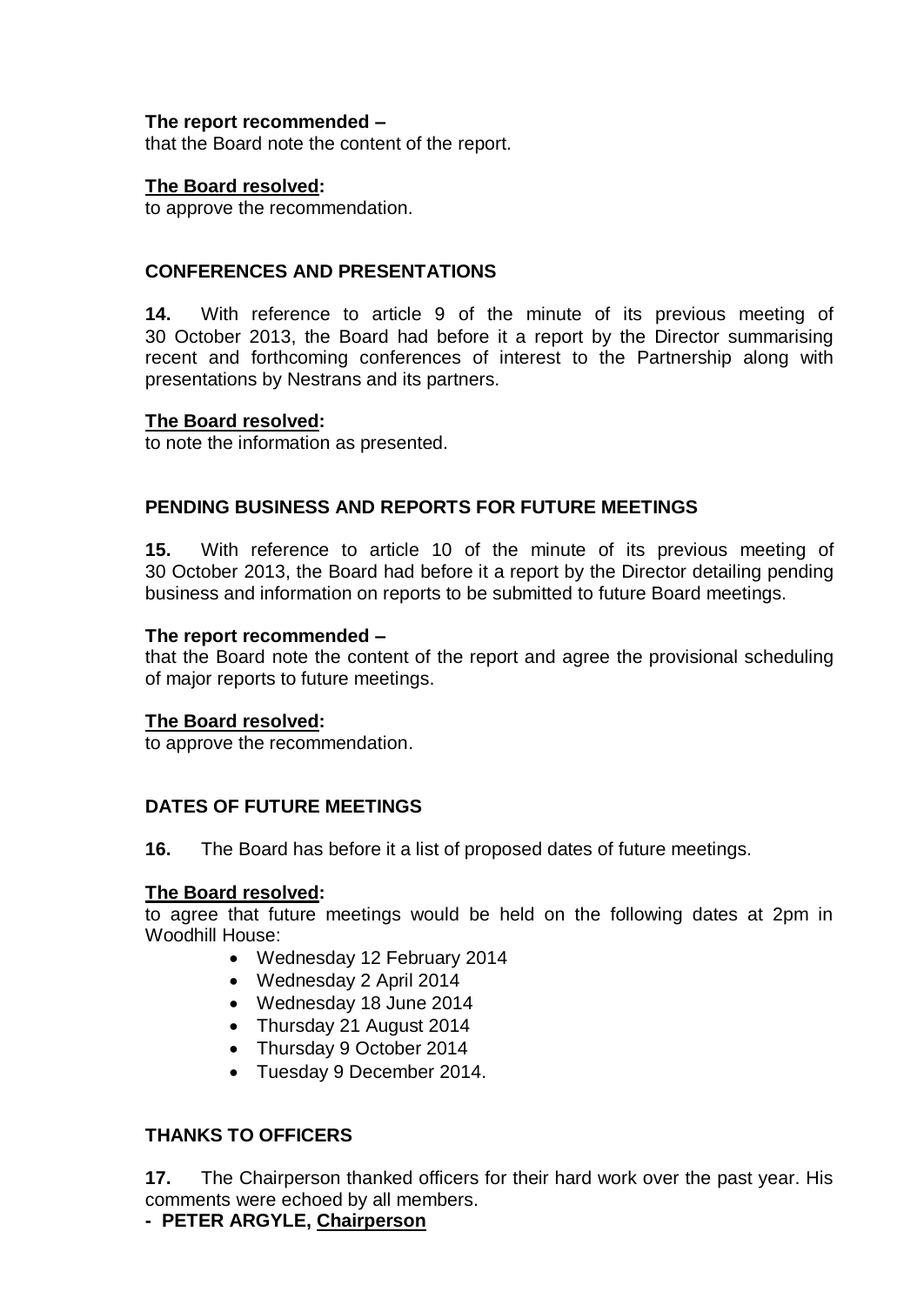**The report recommended –**
that the Board note the content of the report.

**The Board resolved:**
to approve the recommendation.

## CONFERENCES AND PRESENTATIONS

**14.** With reference to article 9 of the minute of its previous meeting of 30 October 2013, the Board had before it a report by the Director summarising recent and forthcoming conferences of interest to the Partnership along with presentations by Nestrans and its partners.

**The Board resolved:**
to note the information as presented.

## PENDING BUSINESS AND REPORTS FOR FUTURE MEETINGS

**15.** With reference to article 10 of the minute of its previous meeting of 30 October 2013, the Board had before it a report by the Director detailing pending business and information on reports to be submitted to future Board meetings.

**The report recommended –**
that the Board note the content of the report and agree the provisional scheduling of major reports to future meetings.

**The Board resolved:**
to approve the recommendation.

## DATES OF FUTURE MEETINGS

**16.** The Board has before it a list of proposed dates of future meetings.

**The Board resolved:**
to agree that future meetings would be held on the following dates at 2pm in Woodhill House:

- Wednesday 12 February 2014
- Wednesday 2 April 2014
- Wednesday 18 June 2014
- Thursday 21 August 2014
- Thursday 9 October 2014
- Tuesday 9 December 2014.

## THANKS TO OFFICERS

**17.** The Chairperson thanked officers for their hard work over the past year. His comments were echoed by all members.

**- PETER ARGYLE, Chairperson**